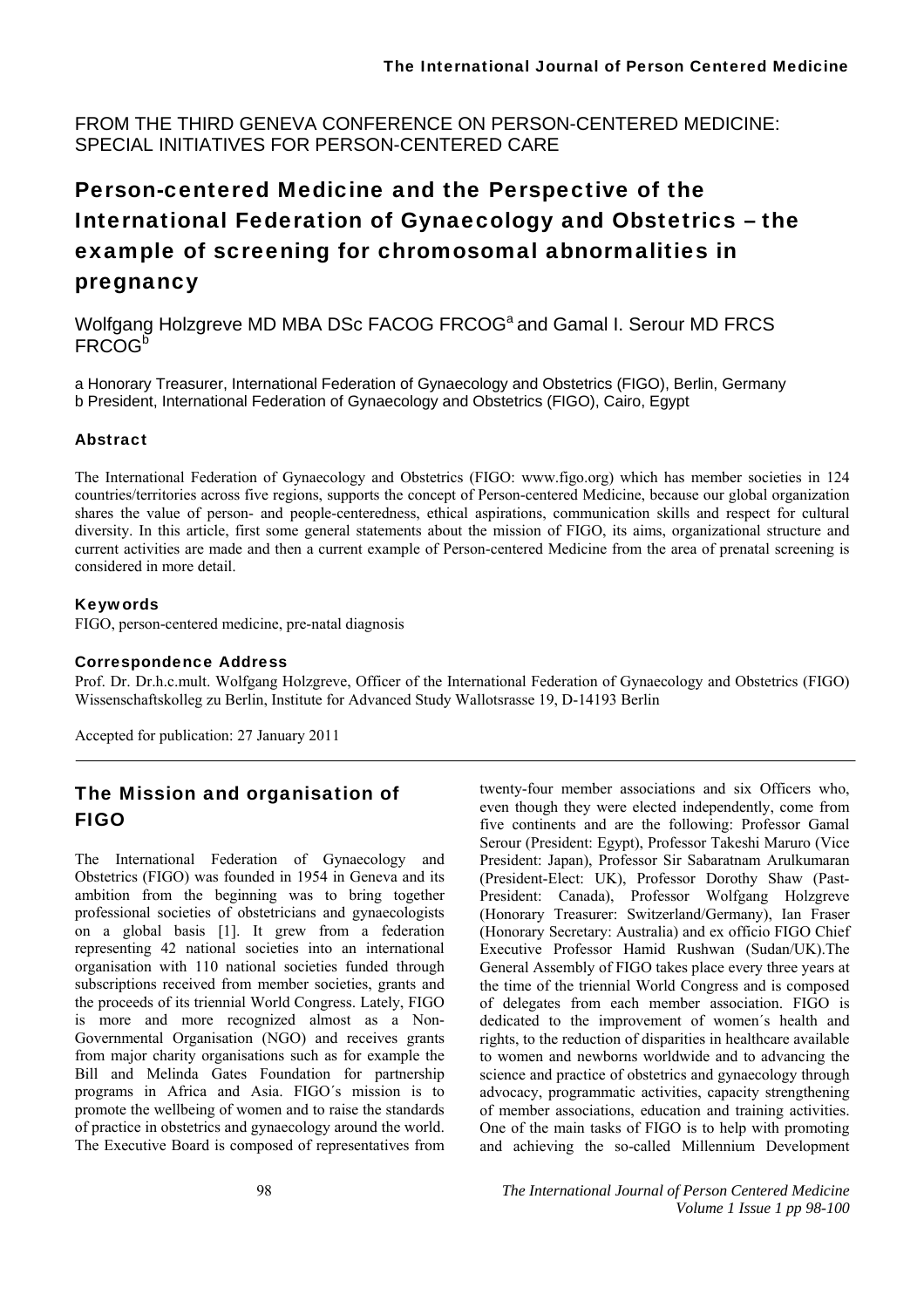FROM THE THIRD GENEVA CONFERENCE ON PERSON-CENTERED MEDICINE: SPECIAL INITIATIVES FOR PERSON-CENTERED CARE

# Person-centered Medicine and the Perspective of the International Federation of Gynaecology and Obstetrics – the example of screening for chromosomal abnormalities in pregnancy

Wolfgang Holzgreve MD MBA DSc FACOG FRCOG[a] and Gamal I. Serour MD FRCS FRCOG[b]

a Honorary Treasurer, International Federation of Gynaecology and Obstetrics (FIGO), Berlin, Germany
b President, International Federation of Gynaecology and Obstetrics (FIGO), Cairo, Egypt

### Abstract

The International Federation of Gynaecology and Obstetrics (FIGO: www.figo.org) which has member societies in 124 countries/territories across five regions, supports the concept of Person-centered Medicine, because our global organization shares the value of person- and people-centeredness, ethical aspirations, communication skills and respect for cultural diversity. In this article, first some general statements about the mission of FIGO, its aims, organizational structure and current activities are made and then a current example of Person-centered Medicine from the area of prenatal screening is considered in more detail.

### Keywords

FIGO, person-centered medicine, pre-natal diagnosis

### Correspondence Address

Prof. Dr. Dr.h.c.mult. Wolfgang Holzgreve, Officer of the International Federation of Gynaecology and Obstetrics (FIGO) Wissenschaftskolleg zu Berlin, Institute for Advanced Study Wallotsrasse 19, D-14193 Berlin

Accepted for publication: 27 January 2011

## The Mission and organisation of FIGO

The International Federation of Gynaecology and Obstetrics (FIGO) was founded in 1954 in Geneva and its ambition from the beginning was to bring together professional societies of obstetricians and gynaecologists on a global basis [1]. It grew from a federation representing 42 national societies into an international organisation with 110 national societies funded through subscriptions received from member societies, grants and the proceeds of its triennial World Congress. Lately, FIGO is more and more recognized almost as a Non-Governmental Organisation (NGO) and receives grants from major charity organisations such as for example the Bill and Melinda Gates Foundation for partnership programs in Africa and Asia. FIGO´s mission is to promote the wellbeing of women and to raise the standards of practice in obstetrics and gynaecology around the world. The Executive Board is composed of representatives from twenty-four member associations and six Officers who, even though they were elected independently, come from five continents and are the following: Professor Gamal Serour (President: Egypt), Professor Takeshi Maruro (Vice President: Japan), Professor Sir Sabaratnam Arulkumaran (President-Elect: UK), Professor Dorothy Shaw (Past-President: Canada), Professor Wolfgang Holzgreve (Honorary Treasurer: Switzerland/Germany), Ian Fraser (Honorary Secretary: Australia) and ex officio FIGO Chief Executive Professor Hamid Rushwan (Sudan/UK).The General Assembly of FIGO takes place every three years at the time of the triennial World Congress and is composed of delegates from each member association. FIGO is dedicated to the improvement of women´s health and rights, to the reduction of disparities in healthcare available to women and newborns worldwide and to advancing the science and practice of obstetrics and gynaecology through advocacy, programmatic activities, capacity strengthening of member associations, education and training activities. One of the main tasks of FIGO is to help with promoting and achieving the so-called Millennium Development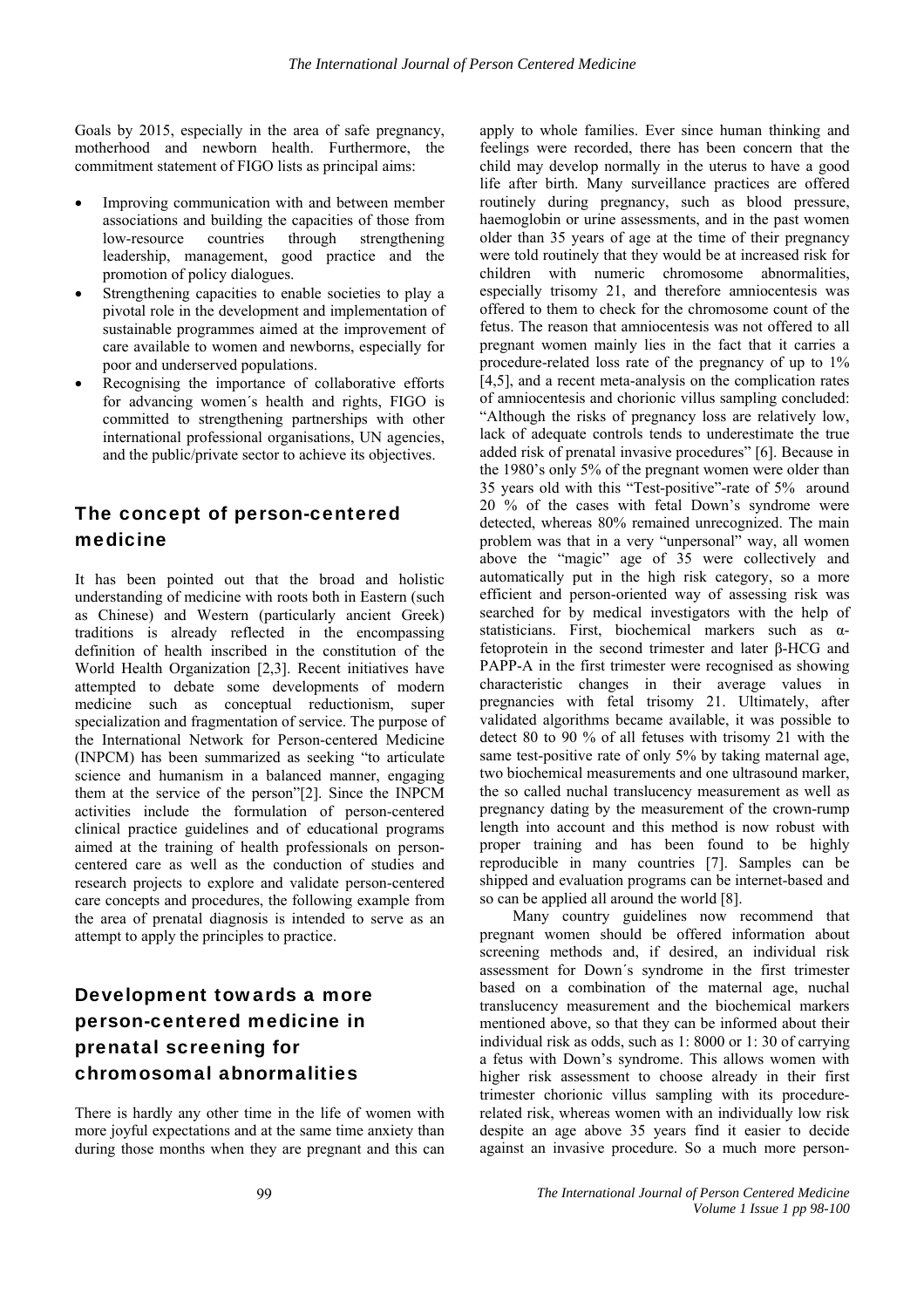Goals by 2015, especially in the area of safe pregnancy, motherhood and newborn health. Furthermore, the commitment statement of FIGO lists as principal aims:

- Improving communication with and between member associations and building the capacities of those from low-resource countries through strengthening leadership, management, good practice and the promotion of policy dialogues.
- Strengthening capacities to enable societies to play a pivotal role in the development and implementation of sustainable programmes aimed at the improvement of care available to women and newborns, especially for poor and underserved populations.
- Recognising the importance of collaborative efforts for advancing women´s health and rights, FIGO is committed to strengthening partnerships with other international professional organisations, UN agencies, and the public/private sector to achieve its objectives.

## The concept of person-centered medicine

It has been pointed out that the broad and holistic understanding of medicine with roots both in Eastern (such as Chinese) and Western (particularly ancient Greek) traditions is already reflected in the encompassing definition of health inscribed in the constitution of the World Health Organization [2,3]. Recent initiatives have attempted to debate some developments of modern medicine such as conceptual reductionism, super specialization and fragmentation of service. The purpose of the International Network for Person-centered Medicine (INPCM) has been summarized as seeking "to articulate science and humanism in a balanced manner, engaging them at the service of the person"[2]. Since the INPCM activities include the formulation of person-centered clinical practice guidelines and of educational programs aimed at the training of health professionals on person-centered care as well as the conduction of studies and research projects to explore and validate person-centered care concepts and procedures, the following example from the area of prenatal diagnosis is intended to serve as an attempt to apply the principles to practice.

## Development towards a more person-centered medicine in prenatal screening for chromosomal abnormalities

There is hardly any other time in the life of women with more joyful expectations and at the same time anxiety than during those months when they are pregnant and this can apply to whole families. Ever since human thinking and feelings were recorded, there has been concern that the child may develop normally in the uterus to have a good life after birth. Many surveillance practices are offered routinely during pregnancy, such as blood pressure, haemoglobin or urine assessments, and in the past women older than 35 years of age at the time of their pregnancy were told routinely that they would be at increased risk for children with numeric chromosome abnormalities, especially trisomy 21, and therefore amniocentesis was offered to them to check for the chromosome count of the fetus. The reason that amniocentesis was not offered to all pregnant women mainly lies in the fact that it carries a procedure-related loss rate of the pregnancy of up to 1% [4,5], and a recent meta-analysis on the complication rates of amniocentesis and chorionic villus sampling concluded: "Although the risks of pregnancy loss are relatively low, lack of adequate controls tends to underestimate the true added risk of prenatal invasive procedures" [6]. Because in the 1980's only 5% of the pregnant women were older than 35 years old with this "Test-positive"-rate of 5% around 20 % of the cases with fetal Down's syndrome were detected, whereas 80% remained unrecognized. The main problem was that in a very "unpersonal" way, all women above the "magic" age of 35 were collectively and automatically put in the high risk category, so a more efficient and person-oriented way of assessing risk was searched for by medical investigators with the help of statisticians. First, biochemical markers such as α-fetoprotein in the second trimester and later β-HCG and PAPP-A in the first trimester were recognised as showing characteristic changes in their average values in pregnancies with fetal trisomy 21. Ultimately, after validated algorithms became available, it was possible to detect 80 to 90 % of all fetuses with trisomy 21 with the same test-positive rate of only 5% by taking maternal age, two biochemical measurements and one ultrasound marker, the so called nuchal translucency measurement as well as pregnancy dating by the measurement of the crown-rump length into account and this method is now robust with proper training and has been found to be highly reproducible in many countries [7]. Samples can be shipped and evaluation programs can be internet-based and so can be applied all around the world [8].

Many country guidelines now recommend that pregnant women should be offered information about screening methods and, if desired, an individual risk assessment for Down´s syndrome in the first trimester based on a combination of the maternal age, nuchal translucency measurement and the biochemical markers mentioned above, so that they can be informed about their individual risk as odds, such as 1: 8000 or 1: 30 of carrying a fetus with Down's syndrome. This allows women with higher risk assessment to choose already in their first trimester chorionic villus sampling with its procedure-related risk, whereas women with an individually low risk despite an age above 35 years find it easier to decide against an invasive procedure. So a much more person-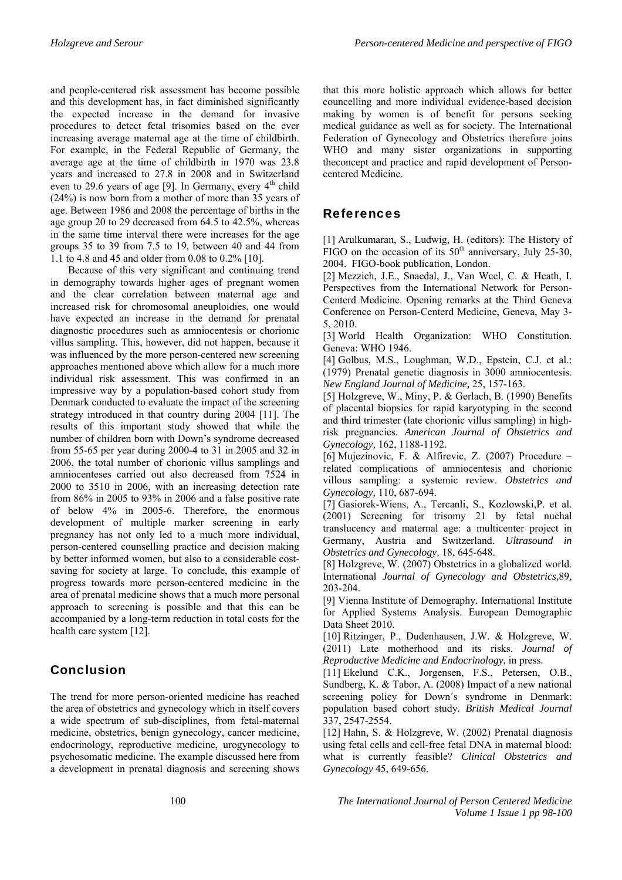and people-centered risk assessment has become possible and this development has, in fact diminished significantly the expected increase in the demand for invasive procedures to detect fetal trisomies based on the ever increasing average maternal age at the time of childbirth. For example, in the Federal Republic of Germany, the average age at the time of childbirth in 1970 was 23.8 years and increased to 27.8 in 2008 and in Switzerland even to 29.6 years of age [9]. In Germany, every 4th child (24%) is now born from a mother of more than 35 years of age. Between 1986 and 2008 the percentage of births in the age group 20 to 29 decreased from 64.5 to 42.5%, whereas in the same time interval there were increases for the age groups 35 to 39 from 7.5 to 19, between 40 and 44 from 1.1 to 4.8 and 45 and older from 0.08 to 0.2% [10].

Because of this very significant and continuing trend in demography towards higher ages of pregnant women and the clear correlation between maternal age and increased risk for chromosomal aneuploidies, one would have expected an increase in the demand for prenatal diagnostic procedures such as amniocentesis or chorionic villus sampling. This, however, did not happen, because it was influenced by the more person-centered new screening approaches mentioned above which allow for a much more individual risk assessment. This was confirmed in an impressive way by a population-based cohort study from Denmark conducted to evaluate the impact of the screening strategy introduced in that country during 2004 [11]. The results of this important study showed that while the number of children born with Down's syndrome decreased from 55-65 per year during 2000-4 to 31 in 2005 and 32 in 2006, the total number of chorionic villus samplings and amniocenteses carried out also decreased from 7524 in 2000 to 3510 in 2006, with an increasing detection rate from 86% in 2005 to 93% in 2006 and a false positive rate of below 4% in 2005-6. Therefore, the enormous development of multiple marker screening in early pregnancy has not only led to a much more individual, person-centered counselling practice and decision making by better informed women, but also to a considerable cost-saving for society at large. To conclude, this example of progress towards more person-centered medicine in the area of prenatal medicine shows that a much more personal approach to screening is possible and that this can be accompanied by a long-term reduction in total costs for the health care system [12].

## Conclusion

The trend for more person-oriented medicine has reached the area of obstetrics and gynecology which in itself covers a wide spectrum of sub-disciplines, from fetal-maternal medicine, obstetrics, benign gynecology, cancer medicine, endocrinology, reproductive medicine, urogynecology to psychosomatic medicine. The example discussed here from a development in prenatal diagnosis and screening shows that this more holistic approach which allows for better councelling and more individual evidence-based decision making by women is of benefit for persons seeking medical guidance as well as for society. The International Federation of Gynecology and Obstetrics therefore joins WHO and many sister organizations in supporting theconcept and practice and rapid development of Person-centered Medicine.

## References

[1] Arulkumaran, S., Ludwig, H. (editors): The History of FIGO on the occasion of its 50th anniversary, July 25-30, 2004. FIGO-book publication, London.

[2] Mezzich, J.E., Snaedal, J., Van Weel, C. & Heath, I. Perspectives from the International Network for Person-Centerd Medicine. Opening remarks at the Third Geneva Conference on Person-Centerd Medicine, Geneva, May 3-5, 2010.

[3] World Health Organization: WHO Constitution. Geneva: WHO 1946.

[4] Golbus, M.S., Loughman, W.D., Epstein, C.J. et al.: (1979) Prenatal genetic diagnosis in 3000 amniocentesis. *New England Journal of Medicine,* 25, 157-163.

[5] Holzgreve, W., Miny, P. & Gerlach, B. (1990) Benefits of placental biopsies for rapid karyotyping in the second and third trimester (late chorionic villus sampling) in high-risk pregnancies. *American Journal of Obstetrics and Gynecology,* 162, 1188-1192.

[6] Mujezinovic, F. & Alfirevic, Z. (2007) Procedure – related complications of amniocentesis and chorionic villous sampling: a systemic review. *Obstetrics and Gynecology,* 110, 687-694.

[7] Gasiorek-Wiens, A., Tercanli, S., Kozlowski,P. et al. (2001) Screening for trisomy 21 by fetal nuchal translucency and maternal age: a multicenter project in Germany, Austria and Switzerland. *Ultrasound in Obstetrics and Gynecology,* 18, 645-648.

[8] Holzgreve, W. (2007) Obstetrics in a globalized world. International *Journal of Gynecology and Obstetrics,*89, 203-204.

[9] Vienna Institute of Demography. International Institute for Applied Systems Analysis. European Demographic Data Sheet 2010.

[10] Ritzinger, P., Dudenhausen, J.W. & Holzgreve, W. (2011) Late motherhood and its risks. *Journal of Reproductive Medicine and Endocrinology*, in press.

[11] Ekelund C.K., Jorgensen, F.S., Petersen, O.B., Sundberg, K. & Tabor, A. (2008) Impact of a new national screening policy for Down´s syndrome in Denmark: population based cohort study. *British Medical Journal* 337, 2547-2554.

[12] Hahn, S. & Holzgreve, W. (2002) Prenatal diagnosis using fetal cells and cell-free fetal DNA in maternal blood: what is currently feasible? *Clinical Obstetrics and Gynecology* 45, 649-656.